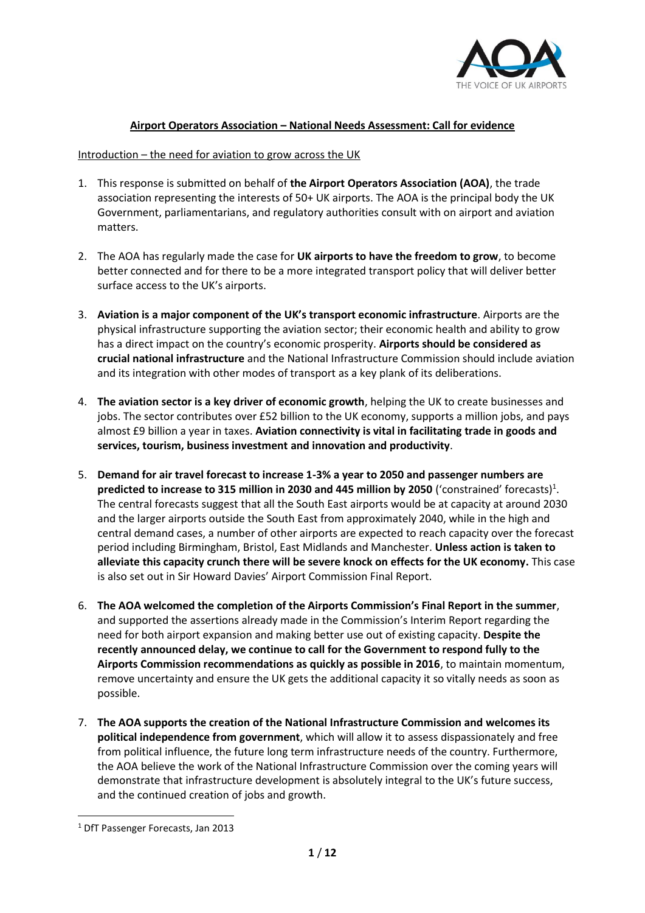## Airport Operators Association – National Needs Assessment: Call for evidence

Introduction – the need for aviation to grow across the UK

1. This response is submitted on behalf of **the Airport Operators Association (AOA)**, the trade association representing the interests of 50+ UK airports. The AOA is the principal body the UK Government, parliamentarians, and regulatory authorities consult with on airport and aviation matters.

2. The AOA has regularly made the case for **UK airports to have the freedom to grow**, to become better connected and for there to be a more integrated transport policy that will deliver better surface access to the UK's airports.

3. **Aviation is a major component of the UK's transport economic infrastructure**. Airports are the physical infrastructure supporting the aviation sector; their economic health and ability to grow has a direct impact on the country's economic prosperity. **Airports should be considered as crucial national infrastructure** and the National Infrastructure Commission should include aviation and its integration with other modes of transport as a key plank of its deliberations.

4. **The aviation sector is a key driver of economic growth**, helping the UK to create businesses and jobs. The sector contributes over £52 billion to the UK economy, supports a million jobs, and pays almost £9 billion a year in taxes. **Aviation connectivity is vital in facilitating trade in goods and services, tourism, business investment and innovation and productivity**.

5. **Demand for air travel forecast to increase 1-3% a year to 2050 and passenger numbers are predicted to increase to 315 million in 2030 and 445 million by 2050** ('constrained' forecasts)[1]. The central forecasts suggest that all the South East airports would be at capacity at around 2030 and the larger airports outside the South East from approximately 2040, while in the high and central demand cases, a number of other airports are expected to reach capacity over the forecast period including Birmingham, Bristol, East Midlands and Manchester. **Unless action is taken to alleviate this capacity crunch there will be severe knock on effects for the UK economy.** This case is also set out in Sir Howard Davies' Airport Commission Final Report.

6. **The AOA welcomed the completion of the Airports Commission's Final Report in the summer**, and supported the assertions already made in the Commission's Interim Report regarding the need for both airport expansion and making better use out of existing capacity. **Despite the recently announced delay, we continue to call for the Government to respond fully to the Airports Commission recommendations as quickly as possible in 2016**, to maintain momentum, remove uncertainty and ensure the UK gets the additional capacity it so vitally needs as soon as possible.

7. **The AOA supports the creation of the National Infrastructure Commission and welcomes its political independence from government**, which will allow it to assess dispassionately and free from political influence, the future long term infrastructure needs of the country. Furthermore, the AOA believe the work of the National Infrastructure Commission over the coming years will demonstrate that infrastructure development is absolutely integral to the UK's future success, and the continued creation of jobs and growth.

---

[1] DfT Passenger Forecasts, Jan 2013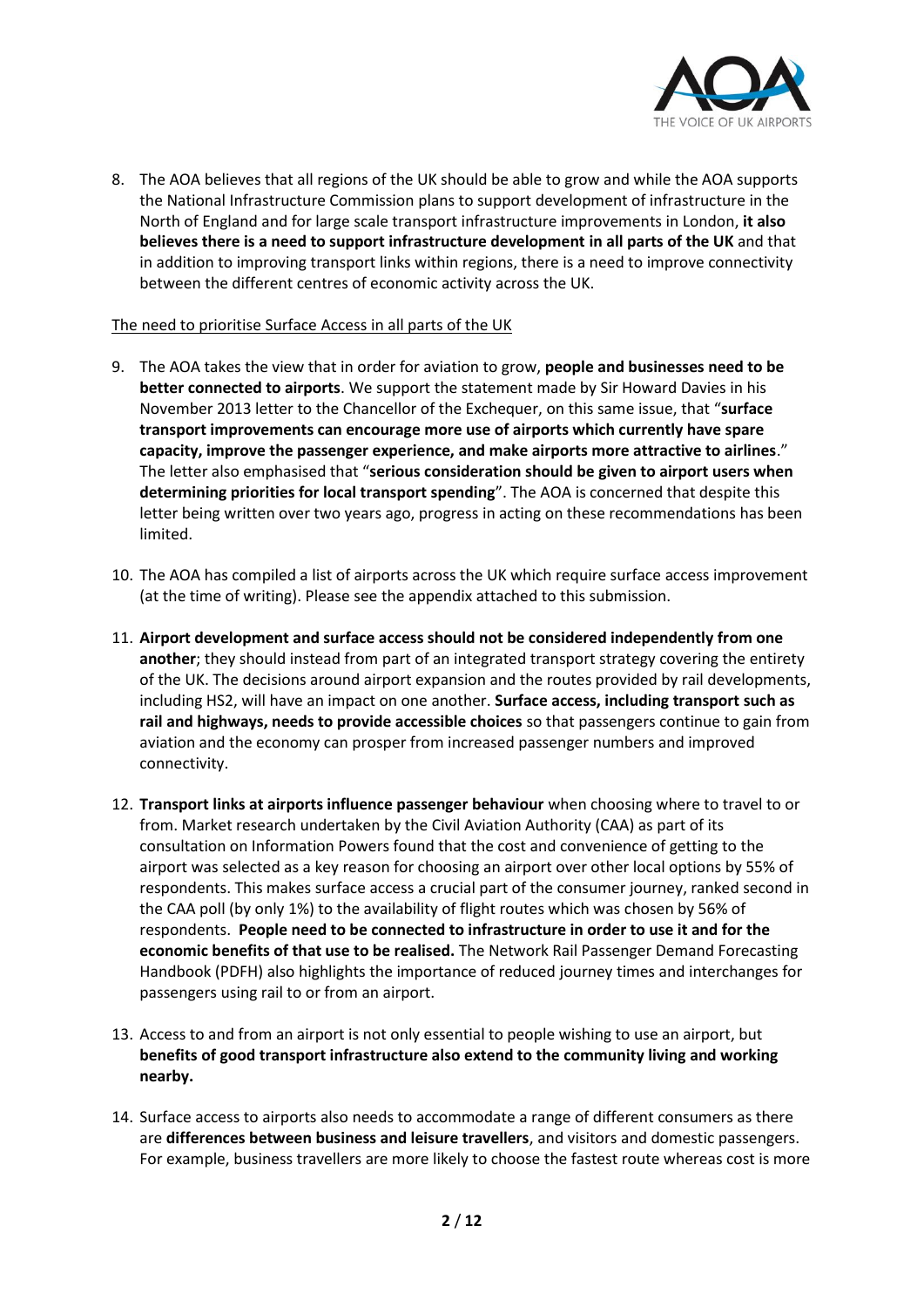8. The AOA believes that all regions of the UK should be able to grow and while the AOA supports the National Infrastructure Commission plans to support development of infrastructure in the North of England and for large scale transport infrastructure improvements in London, **it also believes there is a need to support infrastructure development in all parts of the UK** and that in addition to improving transport links within regions, there is a need to improve connectivity between the different centres of economic activity across the UK.

<u>The need to prioritise Surface Access in all parts of the UK</u>

9. The AOA takes the view that in order for aviation to grow, **people and businesses need to be better connected to airports**. We support the statement made by Sir Howard Davies in his November 2013 letter to the Chancellor of the Exchequer, on this same issue, that "**surface transport improvements can encourage more use of airports which currently have spare capacity, improve the passenger experience, and make airports more attractive to airlines**." The letter also emphasised that "**serious consideration should be given to airport users when determining priorities for local transport spending**". The AOA is concerned that despite this letter being written over two years ago, progress in acting on these recommendations has been limited.

10. The AOA has compiled a list of airports across the UK which require surface access improvement (at the time of writing). Please see the appendix attached to this submission.

11. **Airport development and surface access should not be considered independently from one another**; they should instead from part of an integrated transport strategy covering the entirety of the UK. The decisions around airport expansion and the routes provided by rail developments, including HS2, will have an impact on one another. **Surface access, including transport such as rail and highways, needs to provide accessible choices** so that passengers continue to gain from aviation and the economy can prosper from increased passenger numbers and improved connectivity.

12. **Transport links at airports influence passenger behaviour** when choosing where to travel to or from. Market research undertaken by the Civil Aviation Authority (CAA) as part of its consultation on Information Powers found that the cost and convenience of getting to the airport was selected as a key reason for choosing an airport over other local options by 55% of respondents. This makes surface access a crucial part of the consumer journey, ranked second in the CAA poll (by only 1%) to the availability of flight routes which was chosen by 56% of respondents. **People need to be connected to infrastructure in order to use it and for the economic benefits of that use to be realised.** The Network Rail Passenger Demand Forecasting Handbook (PDFH) also highlights the importance of reduced journey times and interchanges for passengers using rail to or from an airport.

13. Access to and from an airport is not only essential to people wishing to use an airport, but **benefits of good transport infrastructure also extend to the community living and working nearby.**

14. Surface access to airports also needs to accommodate a range of different consumers as there are **differences between business and leisure travellers**, and visitors and domestic passengers. For example, business travellers are more likely to choose the fastest route whereas cost is more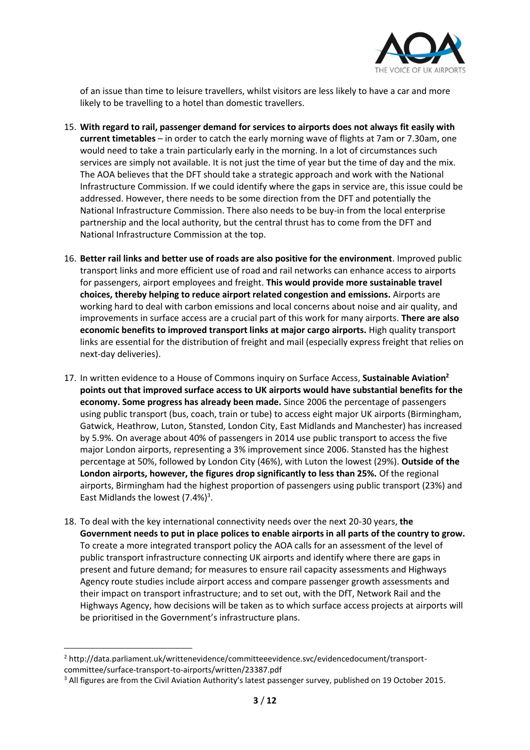of an issue than time to leisure travellers, whilst visitors are less likely to have a car and more likely to be travelling to a hotel than domestic travellers.

15. **With regard to rail, passenger demand for services to airports does not always fit easily with current timetables** – in order to catch the early morning wave of flights at 7am or 7.30am, one would need to take a train particularly early in the morning. In a lot of circumstances such services are simply not available. It is not just the time of year but the time of day and the mix. The AOA believes that the DFT should take a strategic approach and work with the National Infrastructure Commission. If we could identify where the gaps in service are, this issue could be addressed. However, there needs to be some direction from the DFT and potentially the National Infrastructure Commission. There also needs to be buy-in from the local enterprise partnership and the local authority, but the central thrust has to come from the DFT and National Infrastructure Commission at the top.

16. **Better rail links and better use of roads are also positive for the environment**. Improved public transport links and more efficient use of road and rail networks can enhance access to airports for passengers, airport employees and freight. **This would provide more sustainable travel choices, thereby helping to reduce airport related congestion and emissions.** Airports are working hard to deal with carbon emissions and local concerns about noise and air quality, and improvements in surface access are a crucial part of this work for many airports. **There are also economic benefits to improved transport links at major cargo airports.** High quality transport links are essential for the distribution of freight and mail (especially express freight that relies on next-day deliveries).

17. In written evidence to a House of Commons inquiry on Surface Access, **Sustainable Aviation[2] points out that improved surface access to UK airports would have substantial benefits for the economy. Some progress has already been made.** Since 2006 the percentage of passengers using public transport (bus, coach, train or tube) to access eight major UK airports (Birmingham, Gatwick, Heathrow, Luton, Stansted, London City, East Midlands and Manchester) has increased by 5.9%. On average about 40% of passengers in 2014 use public transport to access the five major London airports, representing a 3% improvement since 2006. Stansted has the highest percentage at 50%, followed by London City (46%), with Luton the lowest (29%). **Outside of the London airports, however, the figures drop significantly to less than 25%.** Of the regional airports, Birmingham had the highest proportion of passengers using public transport (23%) and East Midlands the lowest (7.4%)[3].

18. To deal with the key international connectivity needs over the next 20-30 years, **the Government needs to put in place polices to enable airports in all parts of the country to grow.** To create a more integrated transport policy the AOA calls for an assessment of the level of public transport infrastructure connecting UK airports and identify where there are gaps in present and future demand; for measures to ensure rail capacity assessments and Highways Agency route studies include airport access and compare passenger growth assessments and their impact on transport infrastructure; and to set out, with the DfT, Network Rail and the Highways Agency, how decisions will be taken as to which surface access projects at airports will be prioritised in the Government's infrastructure plans.

---

[2] http://data.parliament.uk/writtenevidence/committeeevidence.svc/evidencedocument/transport-committee/surface-transport-to-airports/written/23387.pdf

[3] All figures are from the Civil Aviation Authority's latest passenger survey, published on 19 October 2015.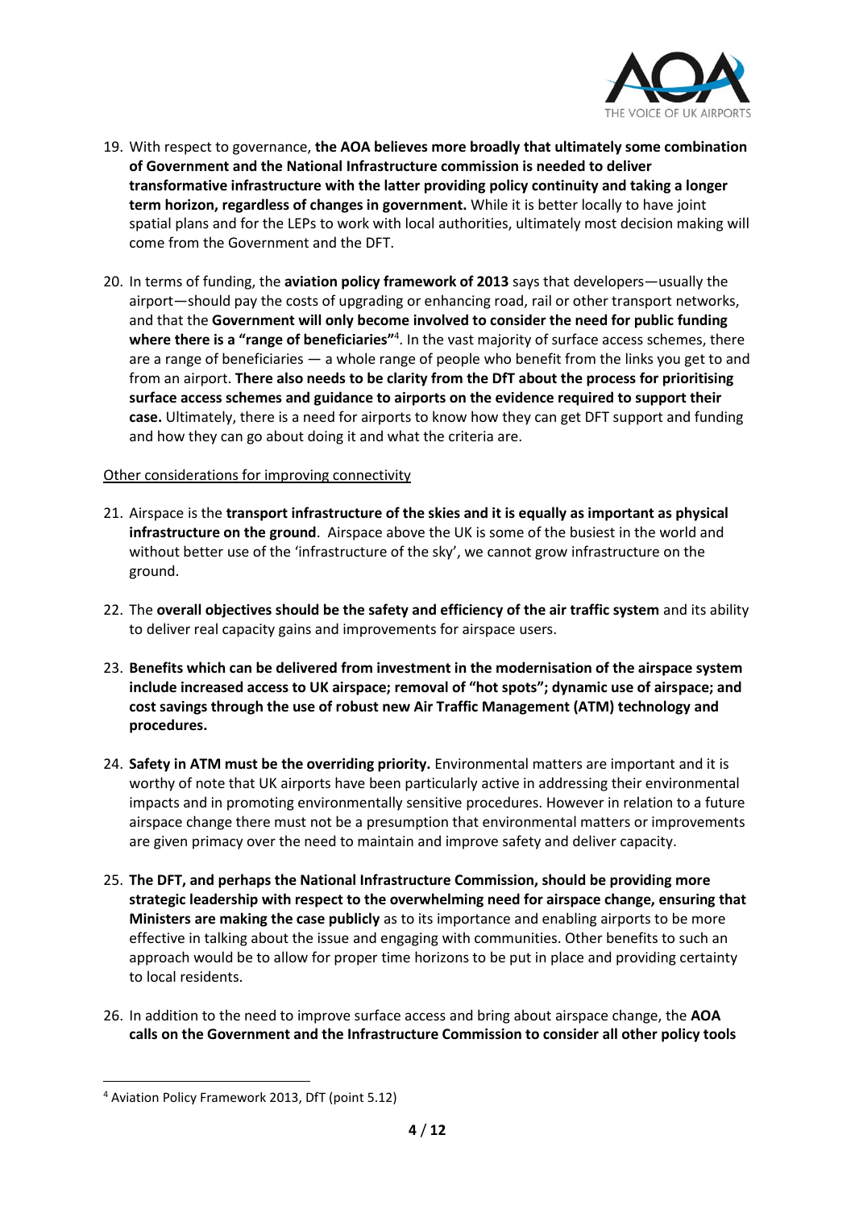19. With respect to governance, **the AOA believes more broadly that ultimately some combination of Government and the National Infrastructure commission is needed to deliver transformative infrastructure with the latter providing policy continuity and taking a longer term horizon, regardless of changes in government.** While it is better locally to have joint spatial plans and for the LEPs to work with local authorities, ultimately most decision making will come from the Government and the DFT.

20. In terms of funding, the **aviation policy framework of 2013** says that developers—usually the airport—should pay the costs of upgrading or enhancing road, rail or other transport networks, and that the **Government will only become involved to consider the need for public funding where there is a "range of beneficiaries"**[4]. In the vast majority of surface access schemes, there are a range of beneficiaries — a whole range of people who benefit from the links you get to and from an airport. **There also needs to be clarity from the DfT about the process for prioritising surface access schemes and guidance to airports on the evidence required to support their case.** Ultimately, there is a need for airports to know how they can get DFT support and funding and how they can go about doing it and what the criteria are.

<u>Other considerations for improving connectivity</u>

21. Airspace is the **transport infrastructure of the skies and it is equally as important as physical infrastructure on the ground**. Airspace above the UK is some of the busiest in the world and without better use of the 'infrastructure of the sky', we cannot grow infrastructure on the ground.

22. The **overall objectives should be the safety and efficiency of the air traffic system** and its ability to deliver real capacity gains and improvements for airspace users.

23. **Benefits which can be delivered from investment in the modernisation of the airspace system include increased access to UK airspace; removal of "hot spots"; dynamic use of airspace; and cost savings through the use of robust new Air Traffic Management (ATM) technology and procedures.**

24. **Safety in ATM must be the overriding priority.** Environmental matters are important and it is worthy of note that UK airports have been particularly active in addressing their environmental impacts and in promoting environmentally sensitive procedures. However in relation to a future airspace change there must not be a presumption that environmental matters or improvements are given primacy over the need to maintain and improve safety and deliver capacity.

25. **The DFT, and perhaps the National Infrastructure Commission, should be providing more strategic leadership with respect to the overwhelming need for airspace change, ensuring that Ministers are making the case publicly** as to its importance and enabling airports to be more effective in talking about the issue and engaging with communities. Other benefits to such an approach would be to allow for proper time horizons to be put in place and providing certainty to local residents.

26. In addition to the need to improve surface access and bring about airspace change, the **AOA calls on the Government and the Infrastructure Commission to consider all other policy tools**

---

[4] Aviation Policy Framework 2013, DfT (point 5.12)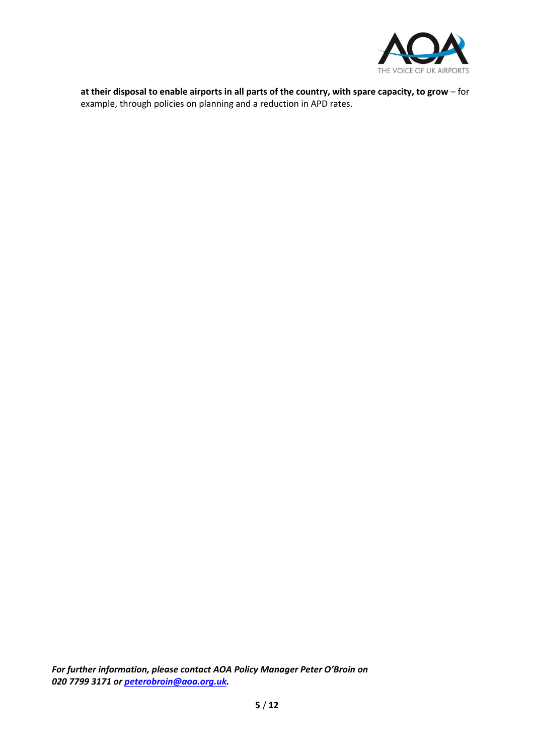**at their disposal to enable airports in all parts of the country, with spare capacity, to grow** – for example, through policies on planning and a reduction in APD rates.

***For further information, please contact AOA Policy Manager Peter O'Broin on 020 7799 3171 or [peterobroin@aoa.org.uk](mailto:peterobroin@aoa.org.uk).***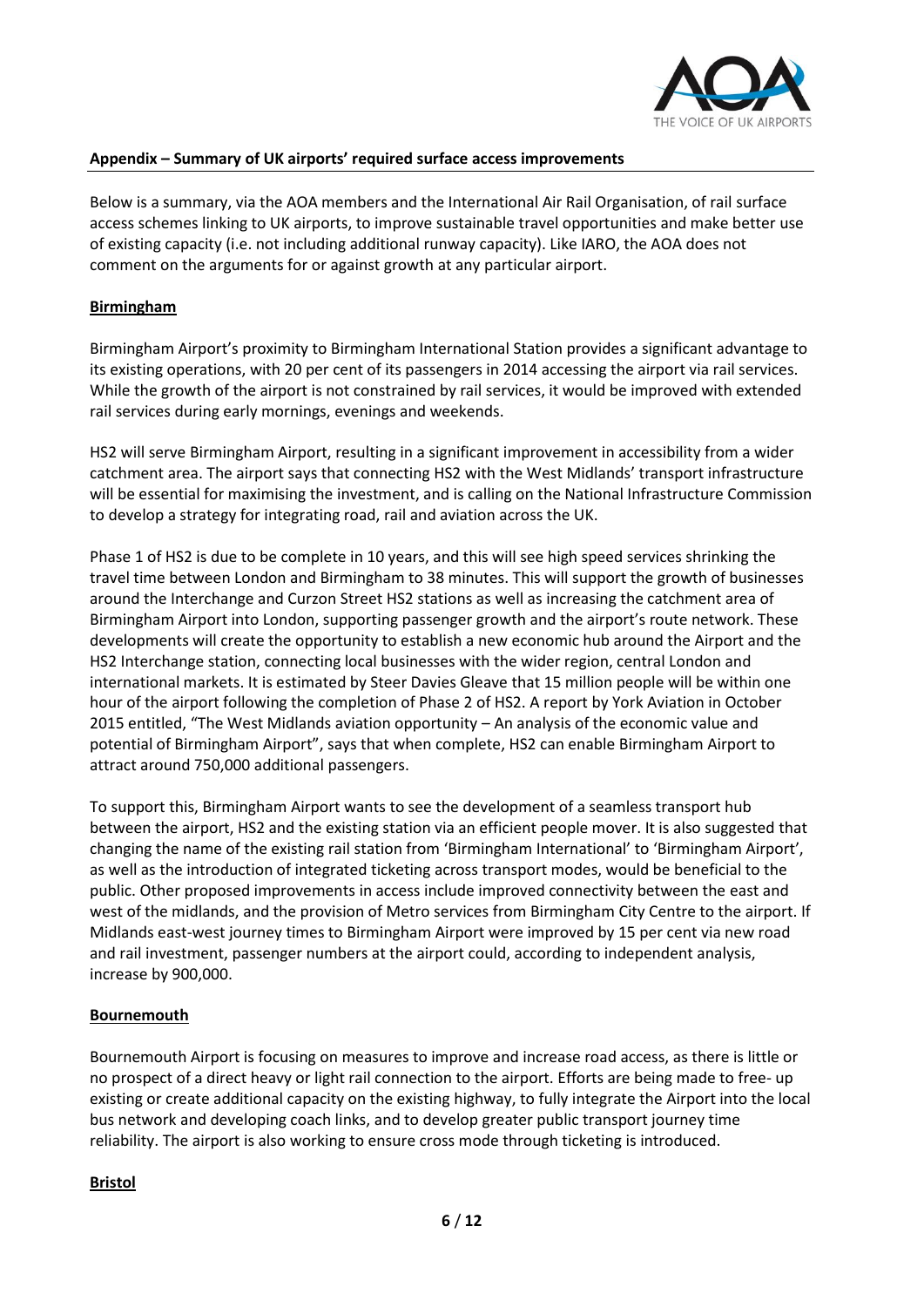## Appendix – Summary of UK airports' required surface access improvements

Below is a summary, via the AOA members and the International Air Rail Organisation, of rail surface access schemes linking to UK airports, to improve sustainable travel opportunities and make better use of existing capacity (i.e. not including additional runway capacity). Like IARO, the AOA does not comment on the arguments for or against growth at any particular airport.

### Birmingham

Birmingham Airport's proximity to Birmingham International Station provides a significant advantage to its existing operations, with 20 per cent of its passengers in 2014 accessing the airport via rail services. While the growth of the airport is not constrained by rail services, it would be improved with extended rail services during early mornings, evenings and weekends.

HS2 will serve Birmingham Airport, resulting in a significant improvement in accessibility from a wider catchment area. The airport says that connecting HS2 with the West Midlands' transport infrastructure will be essential for maximising the investment, and is calling on the National Infrastructure Commission to develop a strategy for integrating road, rail and aviation across the UK.

Phase 1 of HS2 is due to be complete in 10 years, and this will see high speed services shrinking the travel time between London and Birmingham to 38 minutes. This will support the growth of businesses around the Interchange and Curzon Street HS2 stations as well as increasing the catchment area of Birmingham Airport into London, supporting passenger growth and the airport's route network. These developments will create the opportunity to establish a new economic hub around the Airport and the HS2 Interchange station, connecting local businesses with the wider region, central London and international markets. It is estimated by Steer Davies Gleave that 15 million people will be within one hour of the airport following the completion of Phase 2 of HS2. A report by York Aviation in October 2015 entitled, "The West Midlands aviation opportunity – An analysis of the economic value and potential of Birmingham Airport", says that when complete, HS2 can enable Birmingham Airport to attract around 750,000 additional passengers.

To support this, Birmingham Airport wants to see the development of a seamless transport hub between the airport, HS2 and the existing station via an efficient people mover. It is also suggested that changing the name of the existing rail station from 'Birmingham International' to 'Birmingham Airport', as well as the introduction of integrated ticketing across transport modes, would be beneficial to the public. Other proposed improvements in access include improved connectivity between the east and west of the midlands, and the provision of Metro services from Birmingham City Centre to the airport. If Midlands east-west journey times to Birmingham Airport were improved by 15 per cent via new road and rail investment, passenger numbers at the airport could, according to independent analysis, increase by 900,000.

### Bournemouth

Bournemouth Airport is focusing on measures to improve and increase road access, as there is little or no prospect of a direct heavy or light rail connection to the airport. Efforts are being made to free- up existing or create additional capacity on the existing highway, to fully integrate the Airport into the local bus network and developing coach links, and to develop greater public transport journey time reliability. The airport is also working to ensure cross mode through ticketing is introduced.

### Bristol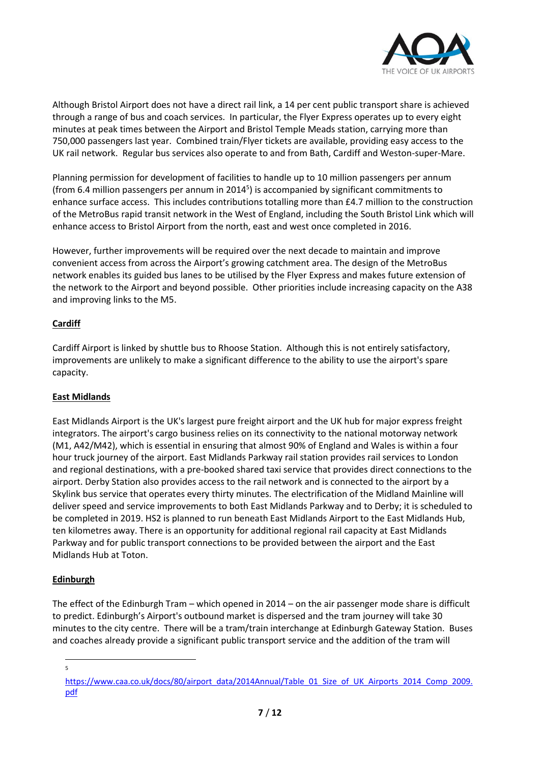Although Bristol Airport does not have a direct rail link, a 14 per cent public transport share is achieved through a range of bus and coach services. In particular, the Flyer Express operates up to every eight minutes at peak times between the Airport and Bristol Temple Meads station, carrying more than 750,000 passengers last year. Combined train/Flyer tickets are available, providing easy access to the UK rail network. Regular bus services also operate to and from Bath, Cardiff and Weston-super-Mare.

Planning permission for development of facilities to handle up to 10 million passengers per annum (from 6.4 million passengers per annum in 2014[5]) is accompanied by significant commitments to enhance surface access. This includes contributions totalling more than £4.7 million to the construction of the MetroBus rapid transit network in the West of England, including the South Bristol Link which will enhance access to Bristol Airport from the north, east and west once completed in 2016.

However, further improvements will be required over the next decade to maintain and improve convenient access from across the Airport's growing catchment area. The design of the MetroBus network enables its guided bus lanes to be utilised by the Flyer Express and makes future extension of the network to the Airport and beyond possible. Other priorities include increasing capacity on the A38 and improving links to the M5.

**Cardiff**

Cardiff Airport is linked by shuttle bus to Rhoose Station. Although this is not entirely satisfactory, improvements are unlikely to make a significant difference to the ability to use the airport's spare capacity.

**East Midlands**

East Midlands Airport is the UK's largest pure freight airport and the UK hub for major express freight integrators. The airport's cargo business relies on its connectivity to the national motorway network (M1, A42/M42), which is essential in ensuring that almost 90% of England and Wales is within a four hour truck journey of the airport. East Midlands Parkway rail station provides rail services to London and regional destinations, with a pre-booked shared taxi service that provides direct connections to the airport. Derby Station also provides access to the rail network and is connected to the airport by a Skylink bus service that operates every thirty minutes. The electrification of the Midland Mainline will deliver speed and service improvements to both East Midlands Parkway and to Derby; it is scheduled to be completed in 2019. HS2 is planned to run beneath East Midlands Airport to the East Midlands Hub, ten kilometres away. There is an opportunity for additional regional rail capacity at East Midlands Parkway and for public transport connections to be provided between the airport and the East Midlands Hub at Toton.

**Edinburgh**

The effect of the Edinburgh Tram – which opened in 2014 – on the air passenger mode share is difficult to predict. Edinburgh's Airport's outbound market is dispersed and the tram journey will take 30 minutes to the city centre. There will be a tram/train interchange at Edinburgh Gateway Station. Buses and coaches already provide a significant public transport service and the addition of the tram will

---

[5] https://www.caa.co.uk/docs/80/airport_data/2014Annual/Table_01_Size_of_UK_Airports_2014_Comp_2009.pdf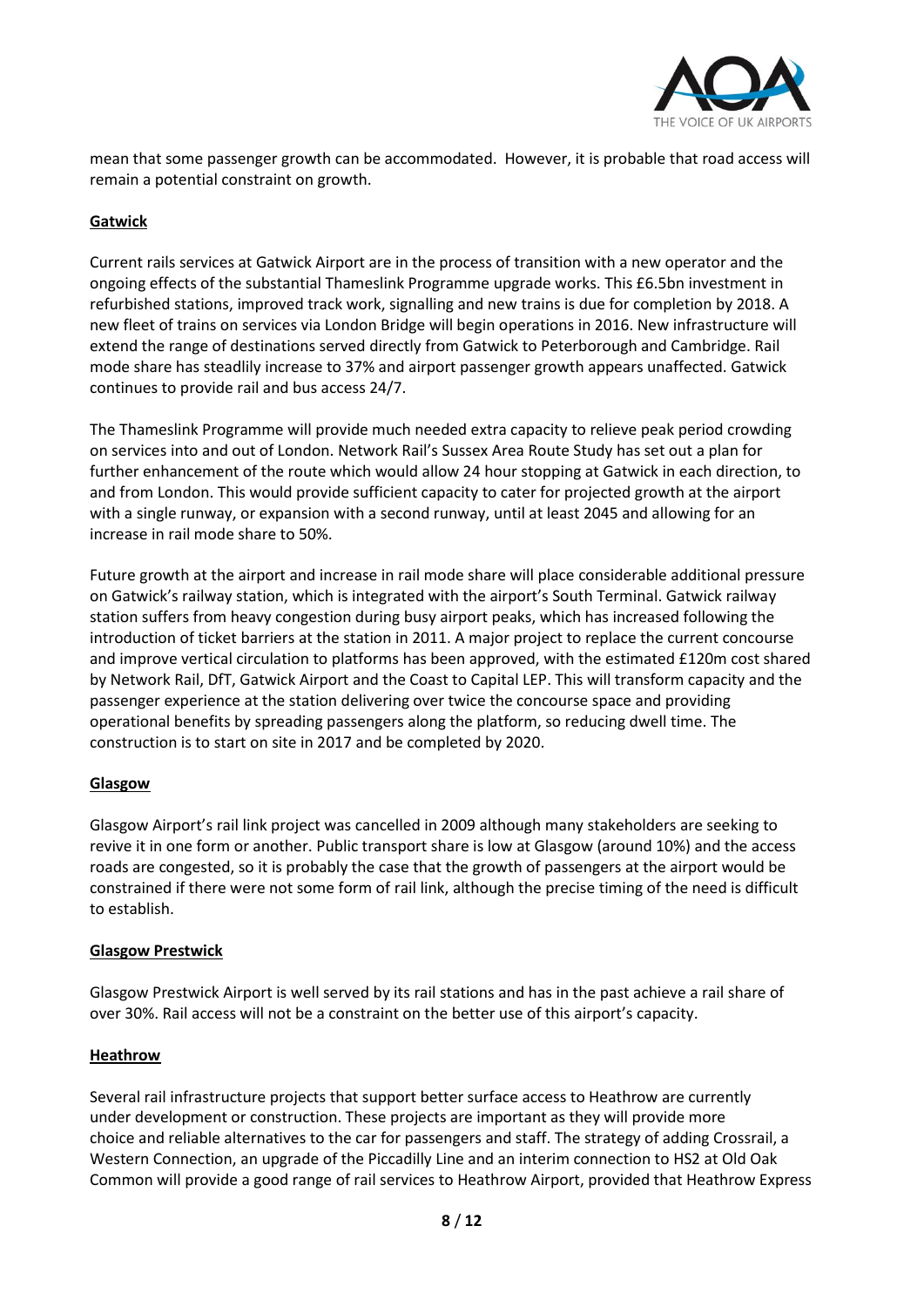mean that some passenger growth can be accommodated. However, it is probable that road access will remain a potential constraint on growth.

**Gatwick**

Current rails services at Gatwick Airport are in the process of transition with a new operator and the ongoing effects of the substantial Thameslink Programme upgrade works. This £6.5bn investment in refurbished stations, improved track work, signalling and new trains is due for completion by 2018. A new fleet of trains on services via London Bridge will begin operations in 2016. New infrastructure will extend the range of destinations served directly from Gatwick to Peterborough and Cambridge. Rail mode share has steadlily increase to 37% and airport passenger growth appears unaffected. Gatwick continues to provide rail and bus access 24/7.

The Thameslink Programme will provide much needed extra capacity to relieve peak period crowding on services into and out of London. Network Rail's Sussex Area Route Study has set out a plan for further enhancement of the route which would allow 24 hour stopping at Gatwick in each direction, to and from London. This would provide sufficient capacity to cater for projected growth at the airport with a single runway, or expansion with a second runway, until at least 2045 and allowing for an increase in rail mode share to 50%.

Future growth at the airport and increase in rail mode share will place considerable additional pressure on Gatwick's railway station, which is integrated with the airport's South Terminal. Gatwick railway station suffers from heavy congestion during busy airport peaks, which has increased following the introduction of ticket barriers at the station in 2011. A major project to replace the current concourse and improve vertical circulation to platforms has been approved, with the estimated £120m cost shared by Network Rail, DfT, Gatwick Airport and the Coast to Capital LEP. This will transform capacity and the passenger experience at the station delivering over twice the concourse space and providing operational benefits by spreading passengers along the platform, so reducing dwell time. The construction is to start on site in 2017 and be completed by 2020.

**Glasgow**

Glasgow Airport's rail link project was cancelled in 2009 although many stakeholders are seeking to revive it in one form or another. Public transport share is low at Glasgow (around 10%) and the access roads are congested, so it is probably the case that the growth of passengers at the airport would be constrained if there were not some form of rail link, although the precise timing of the need is difficult to establish.

**Glasgow Prestwick**

Glasgow Prestwick Airport is well served by its rail stations and has in the past achieve a rail share of over 30%. Rail access will not be a constraint on the better use of this airport's capacity.

**Heathrow**

Several rail infrastructure projects that support better surface access to Heathrow are currently under development or construction. These projects are important as they will provide more choice and reliable alternatives to the car for passengers and staff. The strategy of adding Crossrail, a Western Connection, an upgrade of the Piccadilly Line and an interim connection to HS2 at Old Oak Common will provide a good range of rail services to Heathrow Airport, provided that Heathrow Express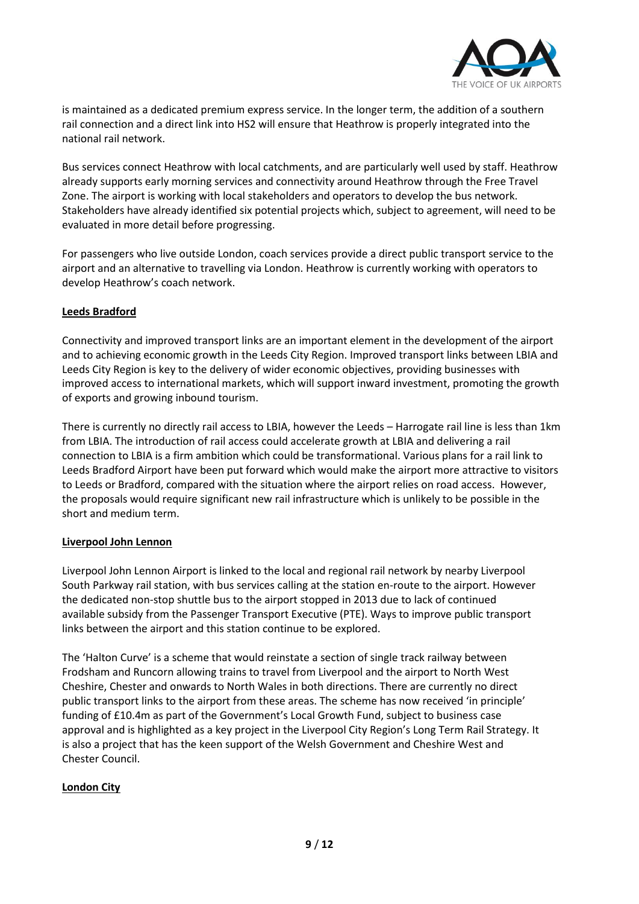is maintained as a dedicated premium express service. In the longer term, the addition of a southern rail connection and a direct link into HS2 will ensure that Heathrow is properly integrated into the national rail network.

Bus services connect Heathrow with local catchments, and are particularly well used by staff. Heathrow already supports early morning services and connectivity around Heathrow through the Free Travel Zone. The airport is working with local stakeholders and operators to develop the bus network. Stakeholders have already identified six potential projects which, subject to agreement, will need to be evaluated in more detail before progressing.

For passengers who live outside London, coach services provide a direct public transport service to the airport and an alternative to travelling via London. Heathrow is currently working with operators to develop Heathrow's coach network.

**Leeds Bradford**

Connectivity and improved transport links are an important element in the development of the airport and to achieving economic growth in the Leeds City Region. Improved transport links between LBIA and Leeds City Region is key to the delivery of wider economic objectives, providing businesses with improved access to international markets, which will support inward investment, promoting the growth of exports and growing inbound tourism.

There is currently no directly rail access to LBIA, however the Leeds – Harrogate rail line is less than 1km from LBIA. The introduction of rail access could accelerate growth at LBIA and delivering a rail connection to LBIA is a firm ambition which could be transformational. Various plans for a rail link to Leeds Bradford Airport have been put forward which would make the airport more attractive to visitors to Leeds or Bradford, compared with the situation where the airport relies on road access. However, the proposals would require significant new rail infrastructure which is unlikely to be possible in the short and medium term.

**Liverpool John Lennon**

Liverpool John Lennon Airport is linked to the local and regional rail network by nearby Liverpool South Parkway rail station, with bus services calling at the station en-route to the airport. However the dedicated non-stop shuttle bus to the airport stopped in 2013 due to lack of continued available subsidy from the Passenger Transport Executive (PTE). Ways to improve public transport links between the airport and this station continue to be explored.

The 'Halton Curve' is a scheme that would reinstate a section of single track railway between Frodsham and Runcorn allowing trains to travel from Liverpool and the airport to North West Cheshire, Chester and onwards to North Wales in both directions. There are currently no direct public transport links to the airport from these areas. The scheme has now received 'in principle' funding of £10.4m as part of the Government's Local Growth Fund, subject to business case approval and is highlighted as a key project in the Liverpool City Region's Long Term Rail Strategy. It is also a project that has the keen support of the Welsh Government and Cheshire West and Chester Council.

**London City**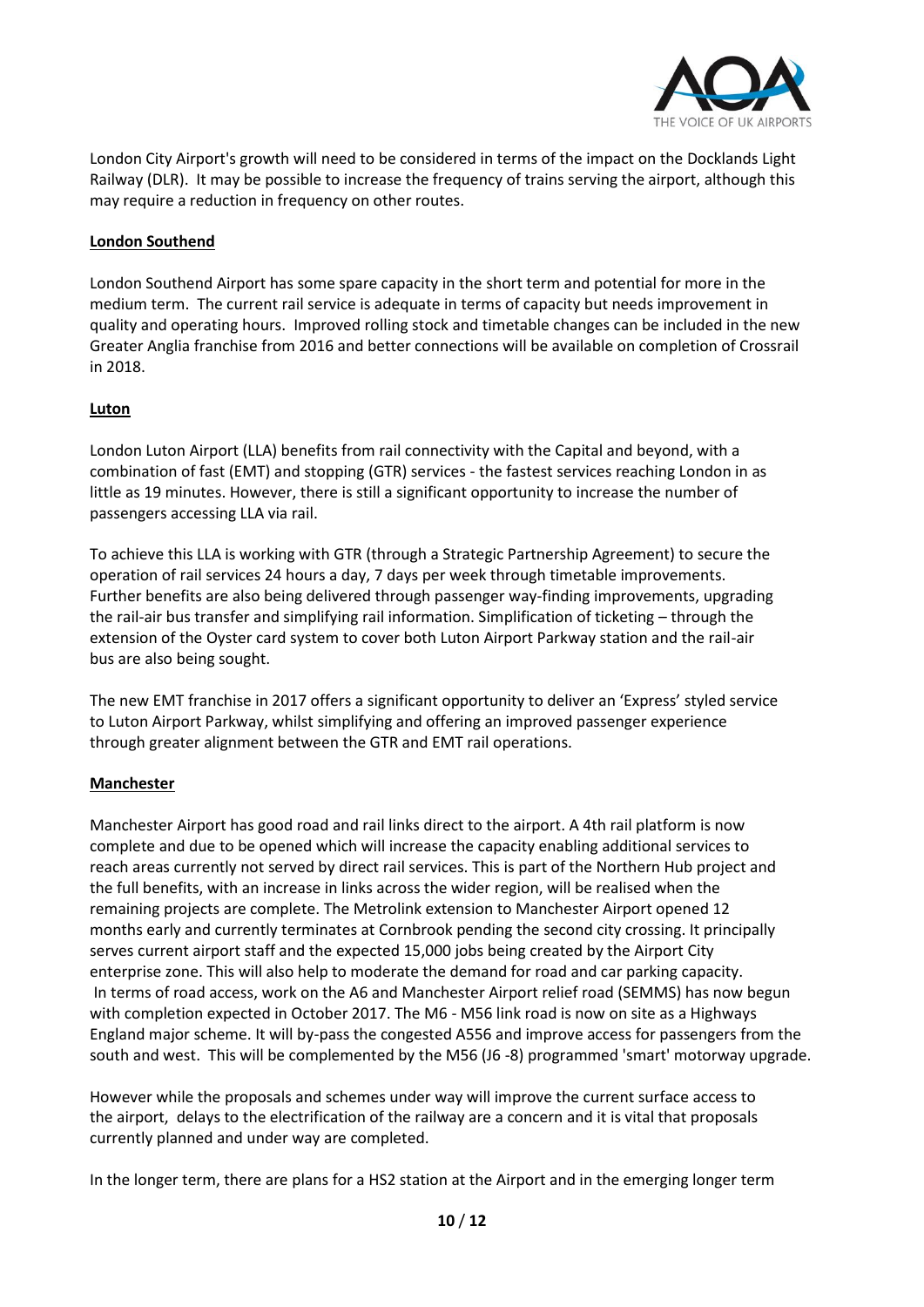London City Airport's growth will need to be considered in terms of the impact on the Docklands Light Railway (DLR). It may be possible to increase the frequency of trains serving the airport, although this may require a reduction in frequency on other routes.

**London Southend**

London Southend Airport has some spare capacity in the short term and potential for more in the medium term. The current rail service is adequate in terms of capacity but needs improvement in quality and operating hours. Improved rolling stock and timetable changes can be included in the new Greater Anglia franchise from 2016 and better connections will be available on completion of Crossrail in 2018.

**Luton**

London Luton Airport (LLA) benefits from rail connectivity with the Capital and beyond, with a combination of fast (EMT) and stopping (GTR) services - the fastest services reaching London in as little as 19 minutes. However, there is still a significant opportunity to increase the number of passengers accessing LLA via rail.

To achieve this LLA is working with GTR (through a Strategic Partnership Agreement) to secure the operation of rail services 24 hours a day, 7 days per week through timetable improvements. Further benefits are also being delivered through passenger way-finding improvements, upgrading the rail-air bus transfer and simplifying rail information. Simplification of ticketing – through the extension of the Oyster card system to cover both Luton Airport Parkway station and the rail-air bus are also being sought.

The new EMT franchise in 2017 offers a significant opportunity to deliver an 'Express' styled service to Luton Airport Parkway, whilst simplifying and offering an improved passenger experience through greater alignment between the GTR and EMT rail operations.

**Manchester**

Manchester Airport has good road and rail links direct to the airport. A 4th rail platform is now complete and due to be opened which will increase the capacity enabling additional services to reach areas currently not served by direct rail services. This is part of the Northern Hub project and the full benefits, with an increase in links across the wider region, will be realised when the remaining projects are complete. The Metrolink extension to Manchester Airport opened 12 months early and currently terminates at Cornbrook pending the second city crossing. It principally serves current airport staff and the expected 15,000 jobs being created by the Airport City enterprise zone. This will also help to moderate the demand for road and car parking capacity. In terms of road access, work on the A6 and Manchester Airport relief road (SEMMS) has now begun with completion expected in October 2017. The M6 - M56 link road is now on site as a Highways England major scheme. It will by-pass the congested A556 and improve access for passengers from the south and west. This will be complemented by the M56 (J6 -8) programmed 'smart' motorway upgrade.

However while the proposals and schemes under way will improve the current surface access to the airport, delays to the electrification of the railway are a concern and it is vital that proposals currently planned and under way are completed.

In the longer term, there are plans for a HS2 station at the Airport and in the emerging longer term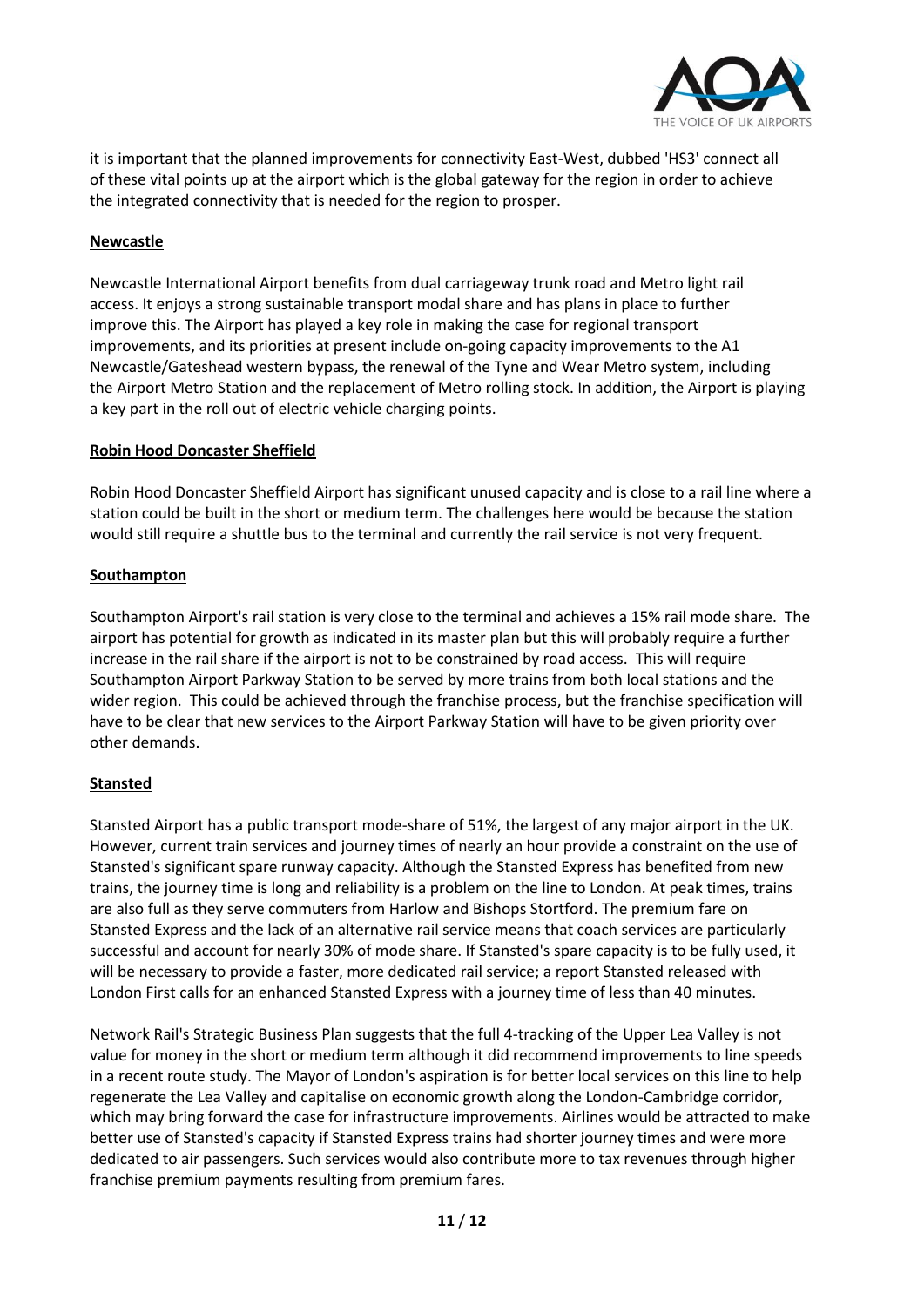it is important that the planned improvements for connectivity East-West, dubbed 'HS3' connect all of these vital points up at the airport which is the global gateway for the region in order to achieve the integrated connectivity that is needed for the region to prosper.

**Newcastle**

Newcastle International Airport benefits from dual carriageway trunk road and Metro light rail access. It enjoys a strong sustainable transport modal share and has plans in place to further improve this. The Airport has played a key role in making the case for regional transport improvements, and its priorities at present include on-going capacity improvements to the A1 Newcastle/Gateshead western bypass, the renewal of the Tyne and Wear Metro system, including the Airport Metro Station and the replacement of Metro rolling stock. In addition, the Airport is playing a key part in the roll out of electric vehicle charging points.

**Robin Hood Doncaster Sheffield**

Robin Hood Doncaster Sheffield Airport has significant unused capacity and is close to a rail line where a station could be built in the short or medium term. The challenges here would be because the station would still require a shuttle bus to the terminal and currently the rail service is not very frequent.

**Southampton**

Southampton Airport's rail station is very close to the terminal and achieves a 15% rail mode share. The airport has potential for growth as indicated in its master plan but this will probably require a further increase in the rail share if the airport is not to be constrained by road access. This will require Southampton Airport Parkway Station to be served by more trains from both local stations and the wider region. This could be achieved through the franchise process, but the franchise specification will have to be clear that new services to the Airport Parkway Station will have to be given priority over other demands.

**Stansted**

Stansted Airport has a public transport mode-share of 51%, the largest of any major airport in the UK. However, current train services and journey times of nearly an hour provide a constraint on the use of Stansted's significant spare runway capacity. Although the Stansted Express has benefited from new trains, the journey time is long and reliability is a problem on the line to London. At peak times, trains are also full as they serve commuters from Harlow and Bishops Stortford. The premium fare on Stansted Express and the lack of an alternative rail service means that coach services are particularly successful and account for nearly 30% of mode share. If Stansted's spare capacity is to be fully used, it will be necessary to provide a faster, more dedicated rail service; a report Stansted released with London First calls for an enhanced Stansted Express with a journey time of less than 40 minutes.

Network Rail's Strategic Business Plan suggests that the full 4-tracking of the Upper Lea Valley is not value for money in the short or medium term although it did recommend improvements to line speeds in a recent route study. The Mayor of London's aspiration is for better local services on this line to help regenerate the Lea Valley and capitalise on economic growth along the London-Cambridge corridor, which may bring forward the case for infrastructure improvements. Airlines would be attracted to make better use of Stansted's capacity if Stansted Express trains had shorter journey times and were more dedicated to air passengers. Such services would also contribute more to tax revenues through higher franchise premium payments resulting from premium fares.